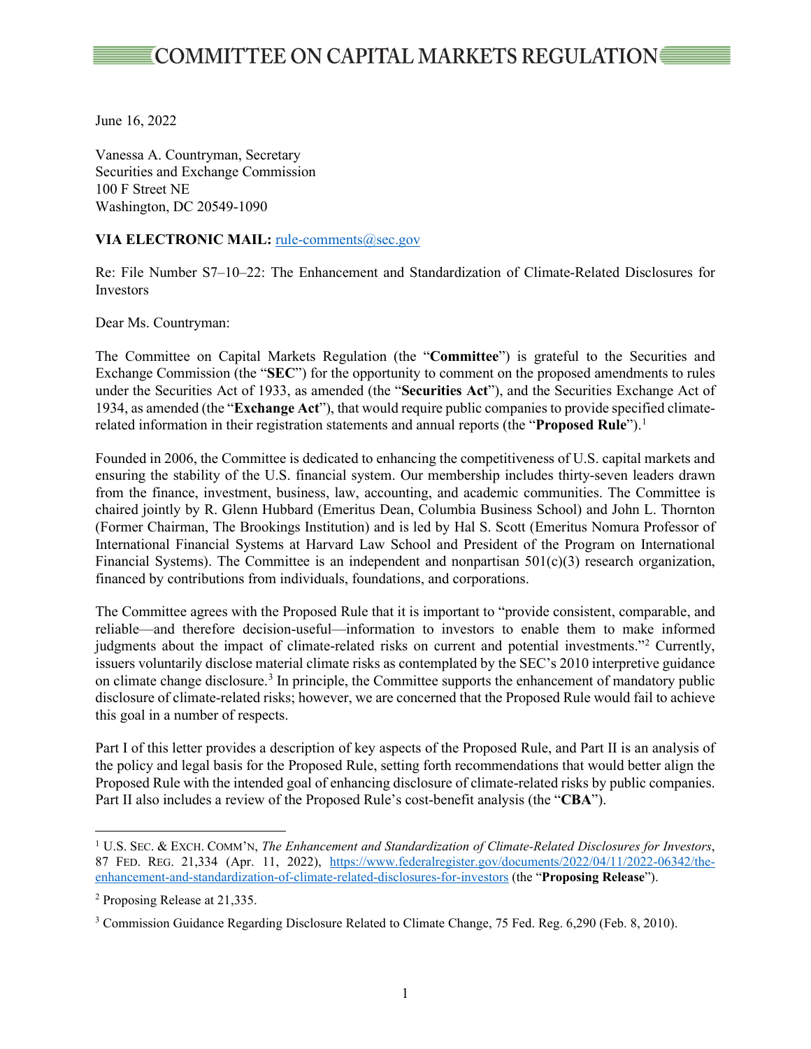# COMMITTEE ON CAPITAL MARKETS REGULATION

June 16, 2022

Vanessa A. Countryman, Secretary
Securities and Exchange Commission
100 F Street NE
Washington, DC 20549-1090

**VIA ELECTRONIC MAIL:** rule-comments@sec.gov

Re: File Number S7–10–22: The Enhancement and Standardization of Climate-Related Disclosures for Investors

Dear Ms. Countryman:

The Committee on Capital Markets Regulation (the "**Committee**") is grateful to the Securities and Exchange Commission (the "**SEC**") for the opportunity to comment on the proposed amendments to rules under the Securities Act of 1933, as amended (the "**Securities Act**"), and the Securities Exchange Act of 1934, as amended (the "**Exchange Act**"), that would require public companies to provide specified climate-related information in their registration statements and annual reports (the "**Proposed Rule**").[1]

Founded in 2006, the Committee is dedicated to enhancing the competitiveness of U.S. capital markets and ensuring the stability of the U.S. financial system. Our membership includes thirty-seven leaders drawn from the finance, investment, business, law, accounting, and academic communities. The Committee is chaired jointly by R. Glenn Hubbard (Emeritus Dean, Columbia Business School) and John L. Thornton (Former Chairman, The Brookings Institution) and is led by Hal S. Scott (Emeritus Nomura Professor of International Financial Systems at Harvard Law School and President of the Program on International Financial Systems). The Committee is an independent and nonpartisan 501(c)(3) research organization, financed by contributions from individuals, foundations, and corporations.

The Committee agrees with the Proposed Rule that it is important to "provide consistent, comparable, and reliable—and therefore decision-useful—information to investors to enable them to make informed judgments about the impact of climate-related risks on current and potential investments."[2] Currently, issuers voluntarily disclose material climate risks as contemplated by the SEC's 2010 interpretive guidance on climate change disclosure.[3] In principle, the Committee supports the enhancement of mandatory public disclosure of climate-related risks; however, we are concerned that the Proposed Rule would fail to achieve this goal in a number of respects.

Part I of this letter provides a description of key aspects of the Proposed Rule, and Part II is an analysis of the policy and legal basis for the Proposed Rule, setting forth recommendations that would better align the Proposed Rule with the intended goal of enhancing disclosure of climate-related risks by public companies. Part II also includes a review of the Proposed Rule's cost-benefit analysis (the "**CBA**").

---

[1] U.S. SEC. & EXCH. COMM'N, *The Enhancement and Standardization of Climate-Related Disclosures for Investors*, 87 FED. REG. 21,334 (Apr. 11, 2022), https://www.federalregister.gov/documents/2022/04/11/2022-06342/the-enhancement-and-standardization-of-climate-related-disclosures-for-investors (the "**Proposing Release**").

[2] Proposing Release at 21,335.

[3] Commission Guidance Regarding Disclosure Related to Climate Change, 75 Fed. Reg. 6,290 (Feb. 8, 2010).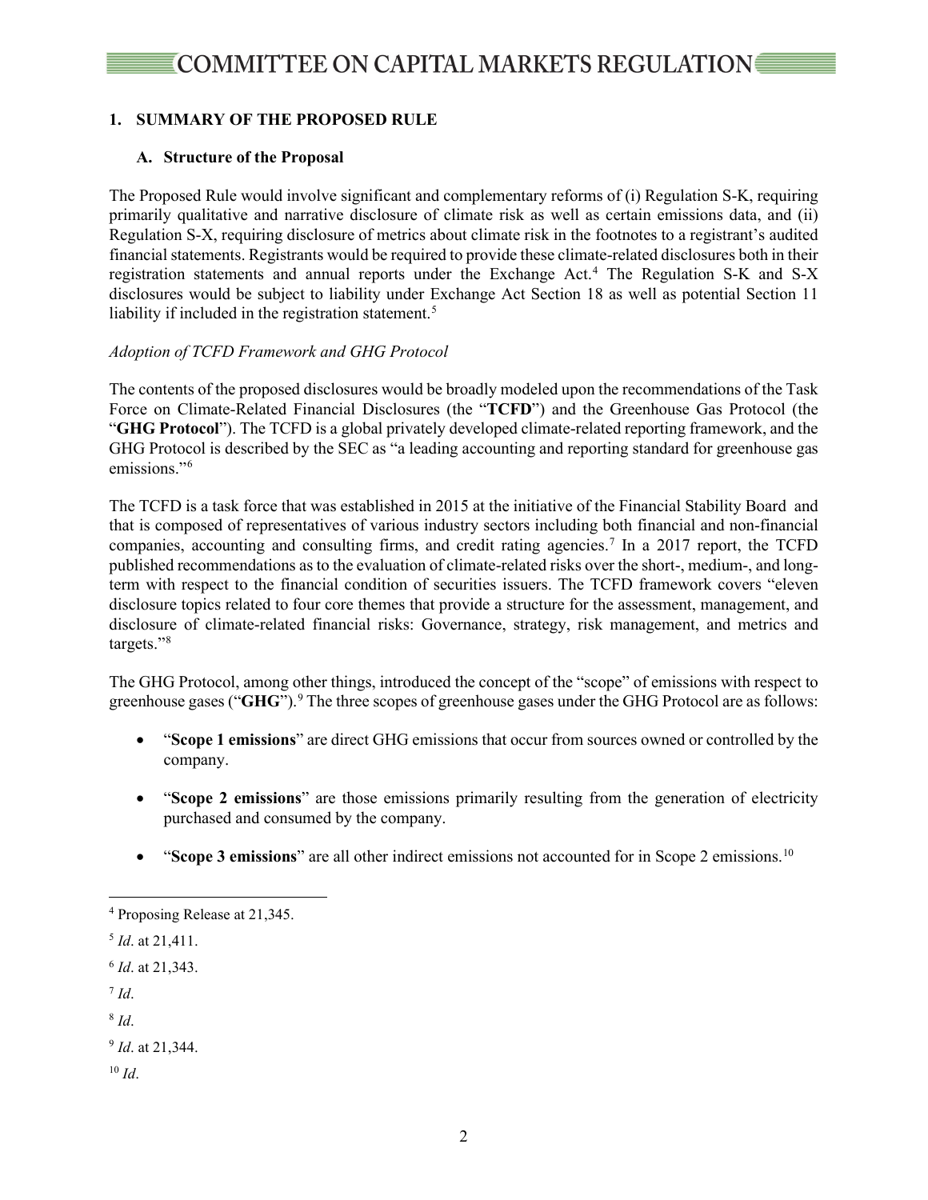## 1. SUMMARY OF THE PROPOSED RULE

### A. Structure of the Proposal

The Proposed Rule would involve significant and complementary reforms of (i) Regulation S-K, requiring primarily qualitative and narrative disclosure of climate risk as well as certain emissions data, and (ii) Regulation S-X, requiring disclosure of metrics about climate risk in the footnotes to a registrant's audited financial statements. Registrants would be required to provide these climate-related disclosures both in their registration statements and annual reports under the Exchange Act.[4] The Regulation S-K and S-X disclosures would be subject to liability under Exchange Act Section 18 as well as potential Section 11 liability if included in the registration statement.[5]

*Adoption of TCFD Framework and GHG Protocol*

The contents of the proposed disclosures would be broadly modeled upon the recommendations of the Task Force on Climate-Related Financial Disclosures (the "**TCFD**") and the Greenhouse Gas Protocol (the "**GHG Protocol**"). The TCFD is a global privately developed climate-related reporting framework, and the GHG Protocol is described by the SEC as "a leading accounting and reporting standard for greenhouse gas emissions."[6]

The TCFD is a task force that was established in 2015 at the initiative of the Financial Stability Board and that is composed of representatives of various industry sectors including both financial and non-financial companies, accounting and consulting firms, and credit rating agencies.[7] In a 2017 report, the TCFD published recommendations as to the evaluation of climate-related risks over the short-, medium-, and long-term with respect to the financial condition of securities issuers. The TCFD framework covers "eleven disclosure topics related to four core themes that provide a structure for the assessment, management, and disclosure of climate-related financial risks: Governance, strategy, risk management, and metrics and targets."[8]

The GHG Protocol, among other things, introduced the concept of the "scope" of emissions with respect to greenhouse gases ("**GHG**").[9] The three scopes of greenhouse gases under the GHG Protocol are as follows:

- "**Scope 1 emissions**" are direct GHG emissions that occur from sources owned or controlled by the company.
- "**Scope 2 emissions**" are those emissions primarily resulting from the generation of electricity purchased and consumed by the company.
- "**Scope 3 emissions**" are all other indirect emissions not accounted for in Scope 2 emissions.[10]

---

[4] Proposing Release at 21,345.

[5] *Id*. at 21,411.

[6] *Id*. at 21,343.

[7] *Id*.

[8] *Id*.

[9] *Id*. at 21,344.

[10] *Id*.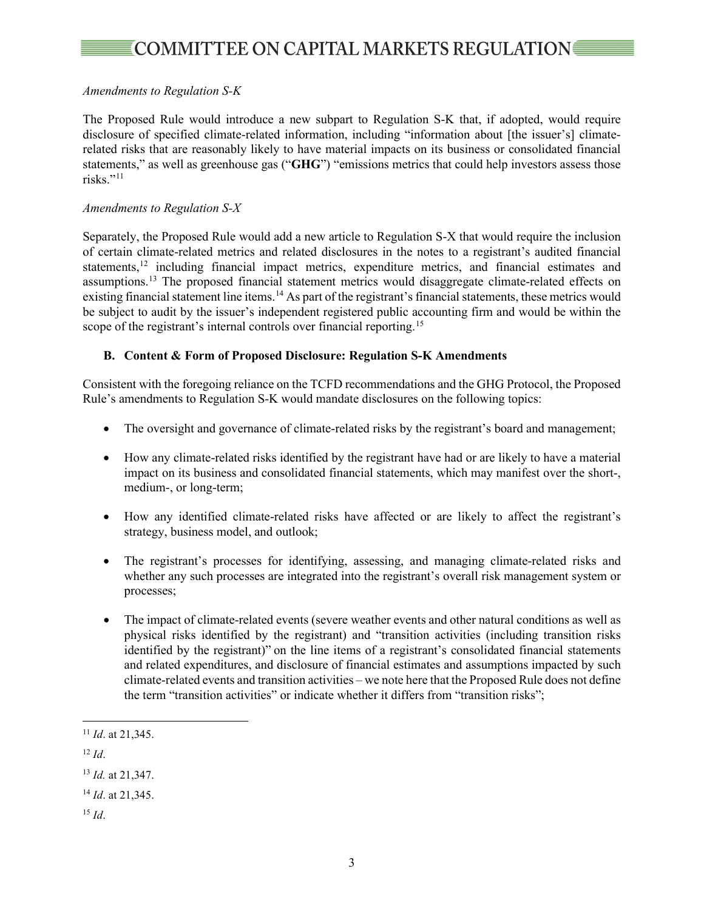*Amendments to Regulation S-K*

The Proposed Rule would introduce a new subpart to Regulation S-K that, if adopted, would require disclosure of specified climate-related information, including "information about [the issuer's] climate-related risks that are reasonably likely to have material impacts on its business or consolidated financial statements," as well as greenhouse gas ("**GHG**") "emissions metrics that could help investors assess those risks."[11]

*Amendments to Regulation S-X*

Separately, the Proposed Rule would add a new article to Regulation S-X that would require the inclusion of certain climate-related metrics and related disclosures in the notes to a registrant's audited financial statements,[12] including financial impact metrics, expenditure metrics, and financial estimates and assumptions.[13] The proposed financial statement metrics would disaggregate climate-related effects on existing financial statement line items.[14] As part of the registrant's financial statements, these metrics would be subject to audit by the issuer's independent registered public accounting firm and would be within the scope of the registrant's internal controls over financial reporting.[15]

### B. Content & Form of Proposed Disclosure: Regulation S-K Amendments

Consistent with the foregoing reliance on the TCFD recommendations and the GHG Protocol, the Proposed Rule's amendments to Regulation S-K would mandate disclosures on the following topics:

- The oversight and governance of climate-related risks by the registrant's board and management;
- How any climate-related risks identified by the registrant have had or are likely to have a material impact on its business and consolidated financial statements, which may manifest over the short-, medium-, or long-term;
- How any identified climate-related risks have affected or are likely to affect the registrant's strategy, business model, and outlook;
- The registrant's processes for identifying, assessing, and managing climate-related risks and whether any such processes are integrated into the registrant's overall risk management system or processes;
- The impact of climate-related events (severe weather events and other natural conditions as well as physical risks identified by the registrant) and "transition activities (including transition risks identified by the registrant)" on the line items of a registrant's consolidated financial statements and related expenditures, and disclosure of financial estimates and assumptions impacted by such climate-related events and transition activities – we note here that the Proposed Rule does not define the term "transition activities" or indicate whether it differs from "transition risks";

---

[11] *Id*. at 21,345.

[12] *Id*.

[13] *Id.* at 21,347.

[14] *Id*. at 21,345.

[15] *Id*.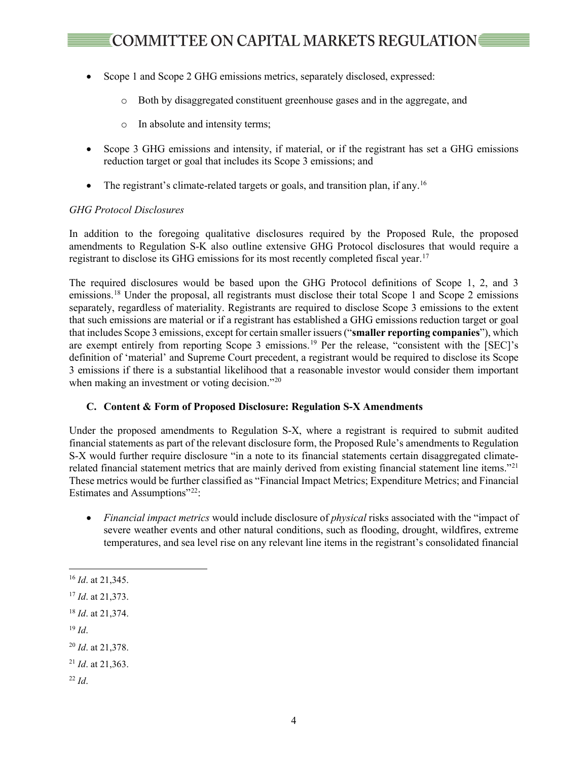- Scope 1 and Scope 2 GHG emissions metrics, separately disclosed, expressed:
  - Both by disaggregated constituent greenhouse gases and in the aggregate, and
  - In absolute and intensity terms;
- Scope 3 GHG emissions and intensity, if material, or if the registrant has set a GHG emissions reduction target or goal that includes its Scope 3 emissions; and
- The registrant's climate-related targets or goals, and transition plan, if any.[16]

*GHG Protocol Disclosures*

In addition to the foregoing qualitative disclosures required by the Proposed Rule, the proposed amendments to Regulation S-K also outline extensive GHG Protocol disclosures that would require a registrant to disclose its GHG emissions for its most recently completed fiscal year.[17]

The required disclosures would be based upon the GHG Protocol definitions of Scope 1, 2, and 3 emissions.[18] Under the proposal, all registrants must disclose their total Scope 1 and Scope 2 emissions separately, regardless of materiality. Registrants are required to disclose Scope 3 emissions to the extent that such emissions are material or if a registrant has established a GHG emissions reduction target or goal that includes Scope 3 emissions, except for certain smaller issuers ("**smaller reporting companies**"), which are exempt entirely from reporting Scope 3 emissions.[19] Per the release, "consistent with the [SEC]'s definition of 'material' and Supreme Court precedent, a registrant would be required to disclose its Scope 3 emissions if there is a substantial likelihood that a reasonable investor would consider them important when making an investment or voting decision."[20]

### C. Content & Form of Proposed Disclosure: Regulation S-X Amendments

Under the proposed amendments to Regulation S-X, where a registrant is required to submit audited financial statements as part of the relevant disclosure form, the Proposed Rule's amendments to Regulation S-X would further require disclosure "in a note to its financial statements certain disaggregated climate-related financial statement metrics that are mainly derived from existing financial statement line items."[21] These metrics would be further classified as "Financial Impact Metrics; Expenditure Metrics; and Financial Estimates and Assumptions"[22]:

- *Financial impact metrics* would include disclosure of *physical* risks associated with the "impact of severe weather events and other natural conditions, such as flooding, drought, wildfires, extreme temperatures, and sea level rise on any relevant line items in the registrant's consolidated financial

---

[16] *Id*. at 21,345.

[17] *Id*. at 21,373.

[18] *Id*. at 21,374.

[19] *Id*.

[20] *Id*. at 21,378.

[21] *Id*. at 21,363.

[22] *Id*.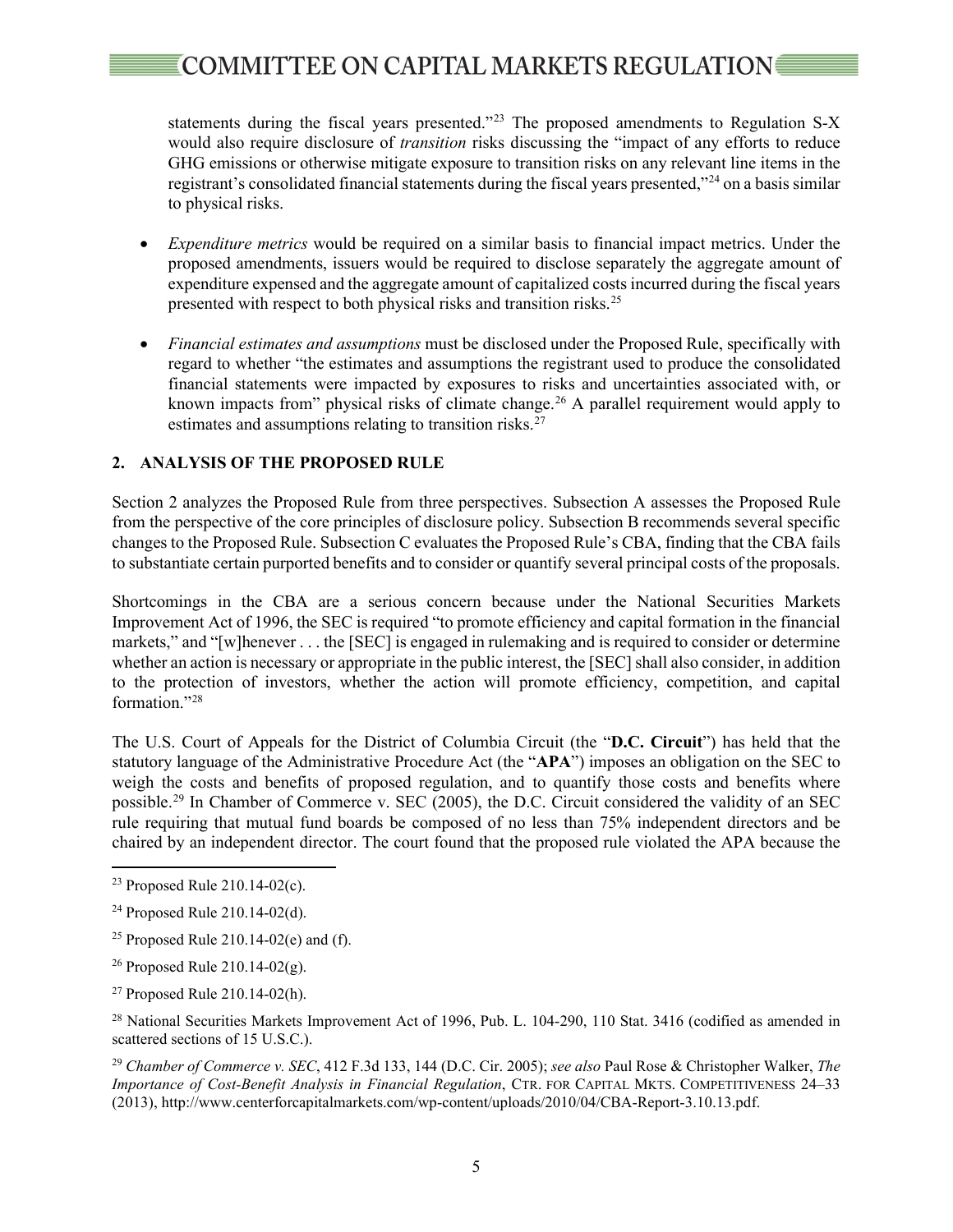statements during the fiscal years presented."[23] The proposed amendments to Regulation S-X would also require disclosure of *transition* risks discussing the "impact of any efforts to reduce GHG emissions or otherwise mitigate exposure to transition risks on any relevant line items in the registrant's consolidated financial statements during the fiscal years presented,"[24] on a basis similar to physical risks.

- *Expenditure metrics* would be required on a similar basis to financial impact metrics. Under the proposed amendments, issuers would be required to disclose separately the aggregate amount of expenditure expensed and the aggregate amount of capitalized costs incurred during the fiscal years presented with respect to both physical risks and transition risks.[25]

- *Financial estimates and assumptions* must be disclosed under the Proposed Rule, specifically with regard to whether "the estimates and assumptions the registrant used to produce the consolidated financial statements were impacted by exposures to risks and uncertainties associated with, or known impacts from" physical risks of climate change.[26] A parallel requirement would apply to estimates and assumptions relating to transition risks.[27]

## 2. ANALYSIS OF THE PROPOSED RULE

Section 2 analyzes the Proposed Rule from three perspectives. Subsection A assesses the Proposed Rule from the perspective of the core principles of disclosure policy. Subsection B recommends several specific changes to the Proposed Rule. Subsection C evaluates the Proposed Rule's CBA, finding that the CBA fails to substantiate certain purported benefits and to consider or quantify several principal costs of the proposals.

Shortcomings in the CBA are a serious concern because under the National Securities Markets Improvement Act of 1996, the SEC is required "to promote efficiency and capital formation in the financial markets," and "[w]henever . . . the [SEC] is engaged in rulemaking and is required to consider or determine whether an action is necessary or appropriate in the public interest, the [SEC] shall also consider, in addition to the protection of investors, whether the action will promote efficiency, competition, and capital formation."[28]

The U.S. Court of Appeals for the District of Columbia Circuit (the "**D.C. Circuit**") has held that the statutory language of the Administrative Procedure Act (the "**APA**") imposes an obligation on the SEC to weigh the costs and benefits of proposed regulation, and to quantify those costs and benefits where possible.[29] In Chamber of Commerce v. SEC (2005), the D.C. Circuit considered the validity of an SEC rule requiring that mutual fund boards be composed of no less than 75% independent directors and be chaired by an independent director. The court found that the proposed rule violated the APA because the

---

[23] Proposed Rule 210.14-02(c).

[24] Proposed Rule 210.14-02(d).

[25] Proposed Rule 210.14-02(e) and (f).

[26] Proposed Rule 210.14-02(g).

[27] Proposed Rule 210.14-02(h).

[28] National Securities Markets Improvement Act of 1996, Pub. L. 104-290, 110 Stat. 3416 (codified as amended in scattered sections of 15 U.S.C.).

[29] *Chamber of Commerce v. SEC*, 412 F.3d 133, 144 (D.C. Cir. 2005); *see also* Paul Rose & Christopher Walker, *The Importance of Cost-Benefit Analysis in Financial Regulation*, CTR. FOR CAPITAL MKTS. COMPETITIVENESS 24–33 (2013), http://www.centerforcapitalmarkets.com/wp-content/uploads/2010/04/CBA-Report-3.10.13.pdf.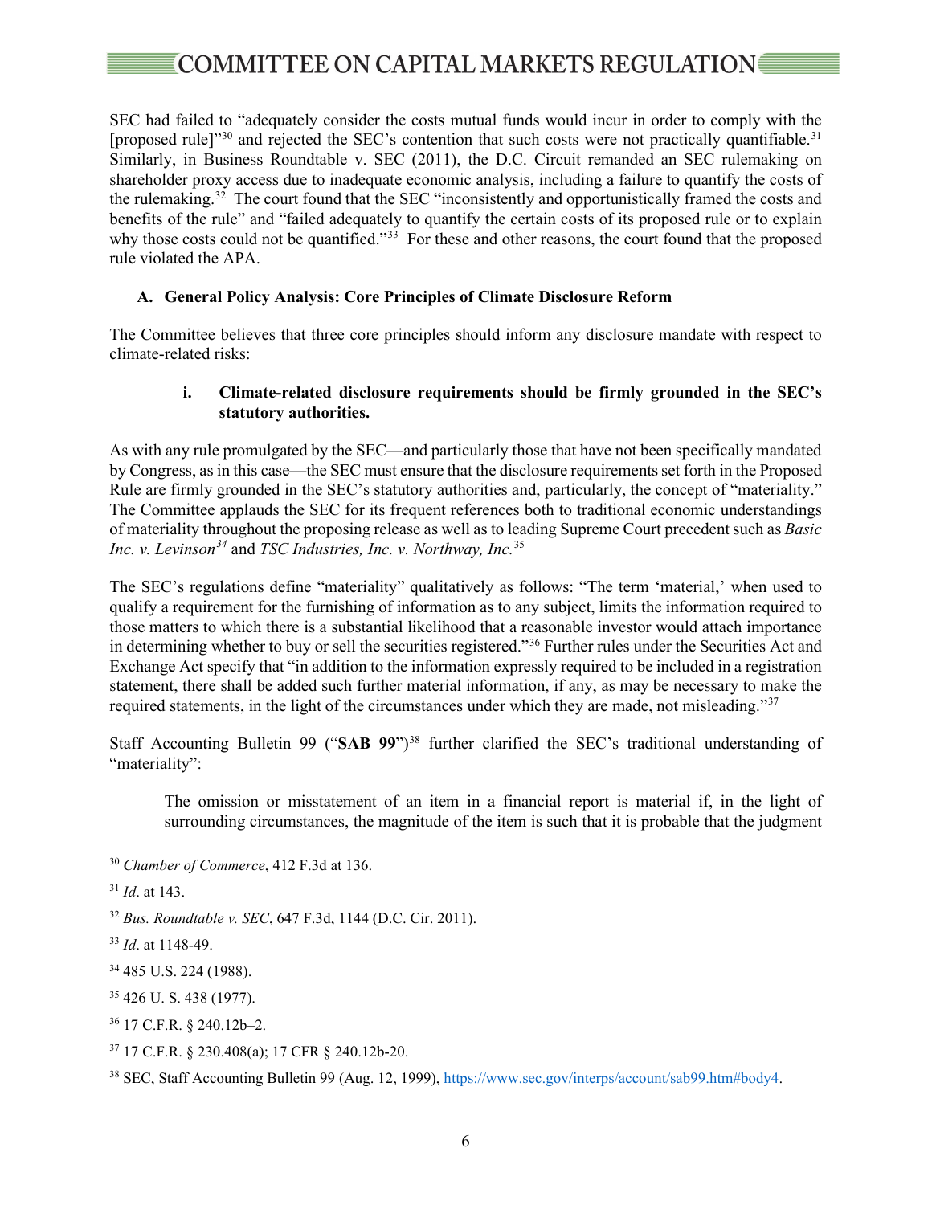SEC had failed to "adequately consider the costs mutual funds would incur in order to comply with the [proposed rule]"[30] and rejected the SEC's contention that such costs were not practically quantifiable.[31] Similarly, in Business Roundtable v. SEC (2011), the D.C. Circuit remanded an SEC rulemaking on shareholder proxy access due to inadequate economic analysis, including a failure to quantify the costs of the rulemaking.[32] The court found that the SEC "inconsistently and opportunistically framed the costs and benefits of the rule" and "failed adequately to quantify the certain costs of its proposed rule or to explain why those costs could not be quantified."[33] For these and other reasons, the court found that the proposed rule violated the APA.

### A. General Policy Analysis: Core Principles of Climate Disclosure Reform

The Committee believes that three core principles should inform any disclosure mandate with respect to climate-related risks:

#### i. Climate-related disclosure requirements should be firmly grounded in the SEC's statutory authorities.

As with any rule promulgated by the SEC—and particularly those that have not been specifically mandated by Congress, as in this case—the SEC must ensure that the disclosure requirements set forth in the Proposed Rule are firmly grounded in the SEC's statutory authorities and, particularly, the concept of "materiality." The Committee applauds the SEC for its frequent references both to traditional economic understandings of materiality throughout the proposing release as well as to leading Supreme Court precedent such as *Basic Inc. v. Levinson*[34] and *TSC Industries, Inc. v. Northway, Inc.*[35]

The SEC's regulations define "materiality" qualitatively as follows: "The term 'material,' when used to qualify a requirement for the furnishing of information as to any subject, limits the information required to those matters to which there is a substantial likelihood that a reasonable investor would attach importance in determining whether to buy or sell the securities registered."[36] Further rules under the Securities Act and Exchange Act specify that "in addition to the information expressly required to be included in a registration statement, there shall be added such further material information, if any, as may be necessary to make the required statements, in the light of the circumstances under which they are made, not misleading."[37]

Staff Accounting Bulletin 99 ("**SAB 99**")[38] further clarified the SEC's traditional understanding of "materiality":

> The omission or misstatement of an item in a financial report is material if, in the light of surrounding circumstances, the magnitude of the item is such that it is probable that the judgment

---

[30] *Chamber of Commerce*, 412 F.3d at 136.

[31] *Id*. at 143.

[32] *Bus. Roundtable v. SEC*, 647 F.3d, 1144 (D.C. Cir. 2011).

[33] *Id*. at 1148-49.

[34] 485 U.S. 224 (1988).

[35] 426 U. S. 438 (1977).

[36] 17 C.F.R. § 240.12b–2.

[37] 17 C.F.R. § 230.408(a); 17 CFR § 240.12b-20.

[38] SEC, Staff Accounting Bulletin 99 (Aug. 12, 1999), https://www.sec.gov/interps/account/sab99.htm#body4.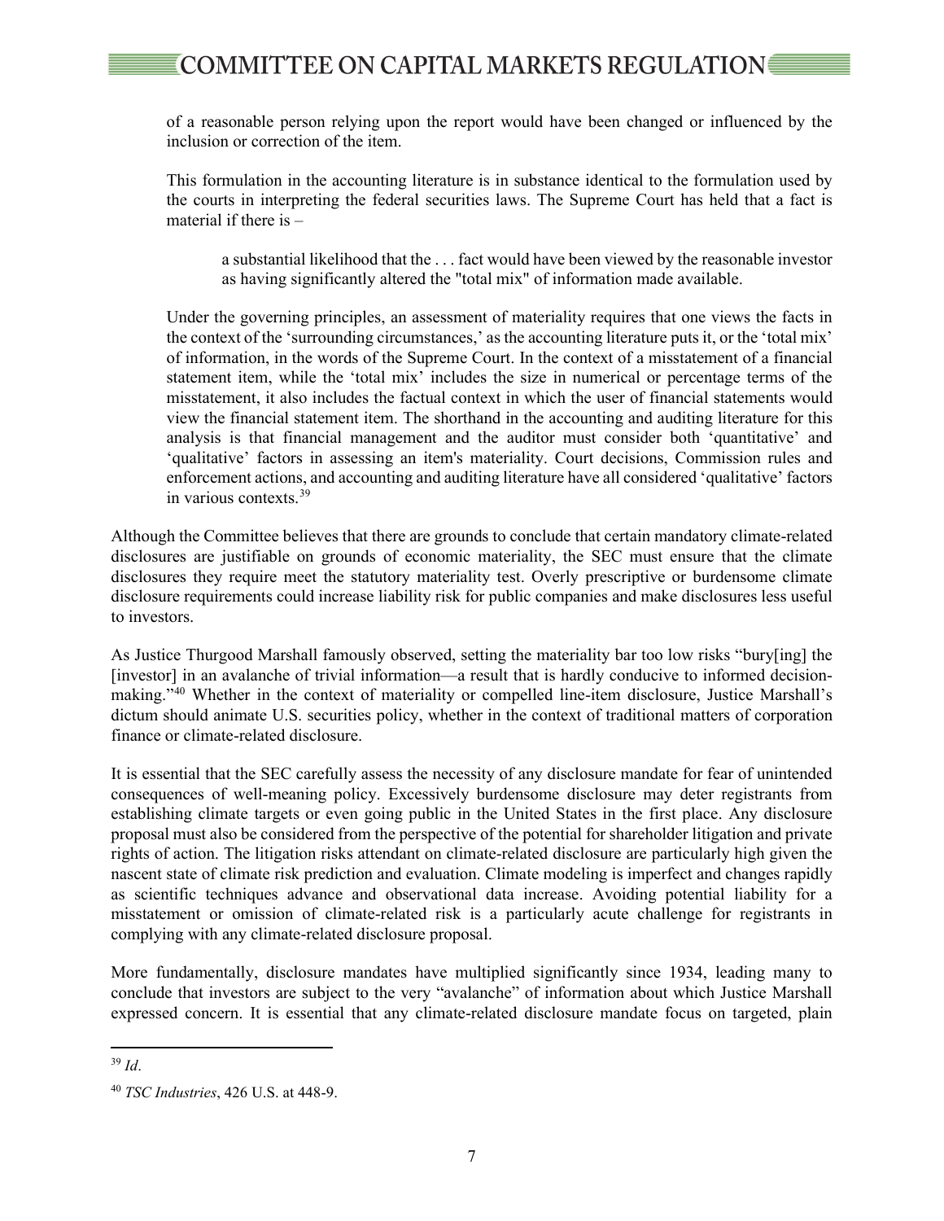> of a reasonable person relying upon the report would have been changed or influenced by the inclusion or correction of the item.
>
> This formulation in the accounting literature is in substance identical to the formulation used by the courts in interpreting the federal securities laws. The Supreme Court has held that a fact is material if there is –
>
> > a substantial likelihood that the . . . fact would have been viewed by the reasonable investor as having significantly altered the "total mix" of information made available.
>
> Under the governing principles, an assessment of materiality requires that one views the facts in the context of the 'surrounding circumstances,' as the accounting literature puts it, or the 'total mix' of information, in the words of the Supreme Court. In the context of a misstatement of a financial statement item, while the 'total mix' includes the size in numerical or percentage terms of the misstatement, it also includes the factual context in which the user of financial statements would view the financial statement item. The shorthand in the accounting and auditing literature for this analysis is that financial management and the auditor must consider both 'quantitative' and 'qualitative' factors in assessing an item's materiality. Court decisions, Commission rules and enforcement actions, and accounting and auditing literature have all considered 'qualitative' factors in various contexts.[39]

Although the Committee believes that there are grounds to conclude that certain mandatory climate-related disclosures are justifiable on grounds of economic materiality, the SEC must ensure that the climate disclosures they require meet the statutory materiality test. Overly prescriptive or burdensome climate disclosure requirements could increase liability risk for public companies and make disclosures less useful to investors.

As Justice Thurgood Marshall famously observed, setting the materiality bar too low risks "bury[ing] the [investor] in an avalanche of trivial information—a result that is hardly conducive to informed decision-making."[40] Whether in the context of materiality or compelled line-item disclosure, Justice Marshall's dictum should animate U.S. securities policy, whether in the context of traditional matters of corporation finance or climate-related disclosure.

It is essential that the SEC carefully assess the necessity of any disclosure mandate for fear of unintended consequences of well-meaning policy. Excessively burdensome disclosure may deter registrants from establishing climate targets or even going public in the United States in the first place. Any disclosure proposal must also be considered from the perspective of the potential for shareholder litigation and private rights of action. The litigation risks attendant on climate-related disclosure are particularly high given the nascent state of climate risk prediction and evaluation. Climate modeling is imperfect and changes rapidly as scientific techniques advance and observational data increase. Avoiding potential liability for a misstatement or omission of climate-related risk is a particularly acute challenge for registrants in complying with any climate-related disclosure proposal.

More fundamentally, disclosure mandates have multiplied significantly since 1934, leading many to conclude that investors are subject to the very "avalanche" of information about which Justice Marshall expressed concern. It is essential that any climate-related disclosure mandate focus on targeted, plain

[39] *Id*.

[40] *TSC Industries*, 426 U.S. at 448-9.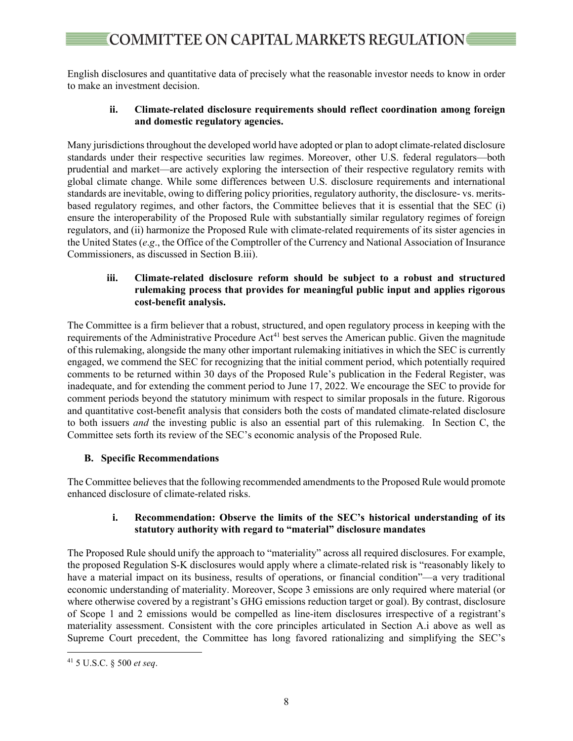English disclosures and quantitative data of precisely what the reasonable investor needs to know in order to make an investment decision.

#### ii. Climate-related disclosure requirements should reflect coordination among foreign and domestic regulatory agencies.

Many jurisdictions throughout the developed world have adopted or plan to adopt climate-related disclosure standards under their respective securities law regimes. Moreover, other U.S. federal regulators—both prudential and market—are actively exploring the intersection of their respective regulatory remits with global climate change. While some differences between U.S. disclosure requirements and international standards are inevitable, owing to differing policy priorities, regulatory authority, the disclosure- vs. merits-based regulatory regimes, and other factors, the Committee believes that it is essential that the SEC (i) ensure the interoperability of the Proposed Rule with substantially similar regulatory regimes of foreign regulators, and (ii) harmonize the Proposed Rule with climate-related requirements of its sister agencies in the United States (*e.g*., the Office of the Comptroller of the Currency and National Association of Insurance Commissioners, as discussed in Section B.iii).

#### iii. Climate-related disclosure reform should be subject to a robust and structured rulemaking process that provides for meaningful public input and applies rigorous cost-benefit analysis.

The Committee is a firm believer that a robust, structured, and open regulatory process in keeping with the requirements of the Administrative Procedure Act[41] best serves the American public. Given the magnitude of this rulemaking, alongside the many other important rulemaking initiatives in which the SEC is currently engaged, we commend the SEC for recognizing that the initial comment period, which potentially required comments to be returned within 30 days of the Proposed Rule's publication in the Federal Register, was inadequate, and for extending the comment period to June 17, 2022. We encourage the SEC to provide for comment periods beyond the statutory minimum with respect to similar proposals in the future. Rigorous and quantitative cost-benefit analysis that considers both the costs of mandated climate-related disclosure to both issuers *and* the investing public is also an essential part of this rulemaking. In Section C, the Committee sets forth its review of the SEC's economic analysis of the Proposed Rule.

### B. Specific Recommendations

The Committee believes that the following recommended amendments to the Proposed Rule would promote enhanced disclosure of climate-related risks.

#### i. Recommendation: Observe the limits of the SEC's historical understanding of its statutory authority with regard to "material" disclosure mandates

The Proposed Rule should unify the approach to "materiality" across all required disclosures. For example, the proposed Regulation S-K disclosures would apply where a climate-related risk is "reasonably likely to have a material impact on its business, results of operations, or financial condition"—a very traditional economic understanding of materiality. Moreover, Scope 3 emissions are only required where material (or where otherwise covered by a registrant's GHG emissions reduction target or goal). By contrast, disclosure of Scope 1 and 2 emissions would be compelled as line-item disclosures irrespective of a registrant's materiality assessment. Consistent with the core principles articulated in Section A.i above as well as Supreme Court precedent, the Committee has long favored rationalizing and simplifying the SEC's

---

[41] 5 U.S.C. § 500 *et seq*.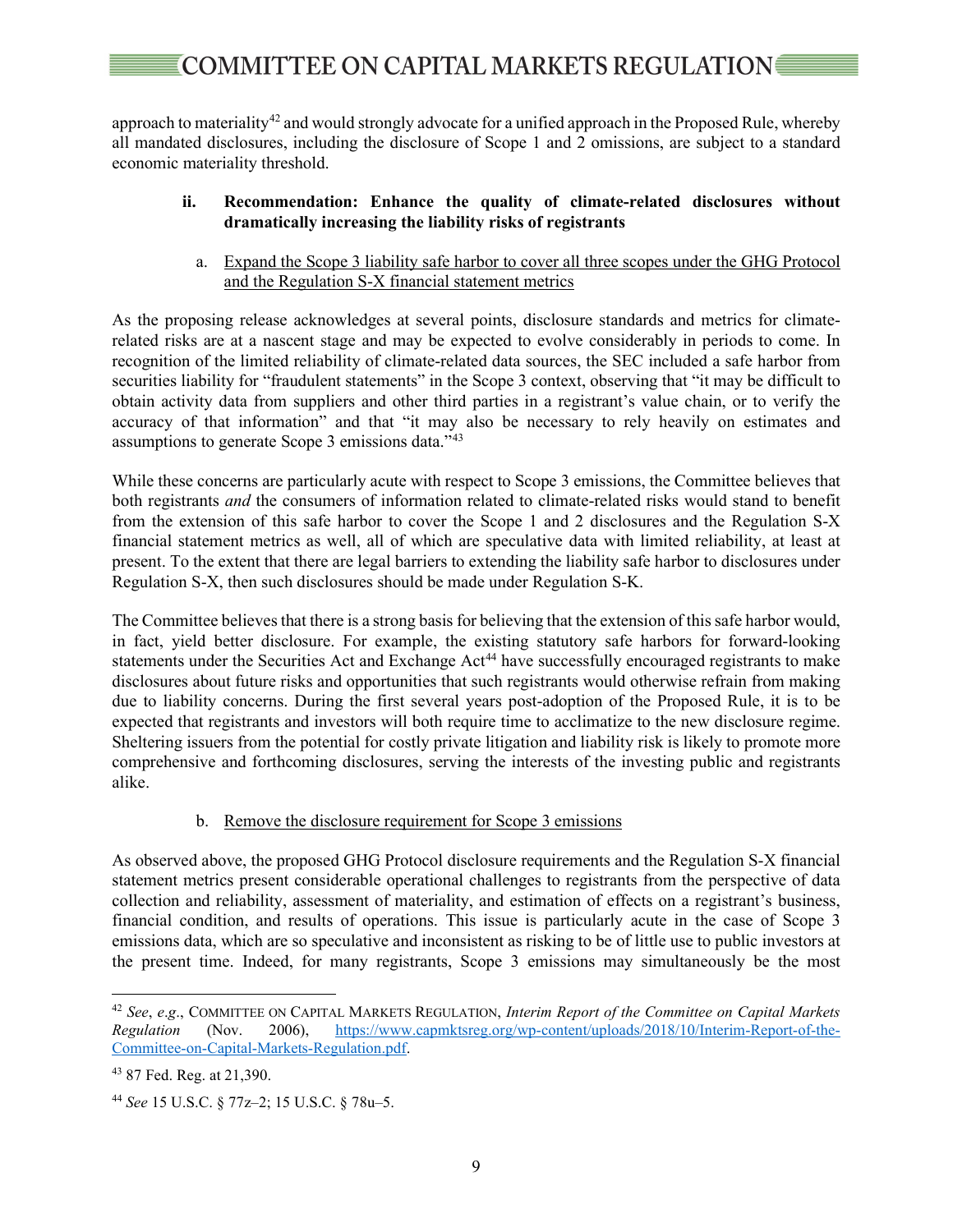approach to materiality[42] and would strongly advocate for a unified approach in the Proposed Rule, whereby all mandated disclosures, including the disclosure of Scope 1 and 2 omissions, are subject to a standard economic materiality threshold.

#### ii. Recommendation: Enhance the quality of climate-related disclosures without dramatically increasing the liability risks of registrants

a. Expand the Scope 3 liability safe harbor to cover all three scopes under the GHG Protocol and the Regulation S-X financial statement metrics

As the proposing release acknowledges at several points, disclosure standards and metrics for climate-related risks are at a nascent stage and may be expected to evolve considerably in periods to come. In recognition of the limited reliability of climate-related data sources, the SEC included a safe harbor from securities liability for "fraudulent statements" in the Scope 3 context, observing that "it may be difficult to obtain activity data from suppliers and other third parties in a registrant's value chain, or to verify the accuracy of that information" and that "it may also be necessary to rely heavily on estimates and assumptions to generate Scope 3 emissions data."[43]

While these concerns are particularly acute with respect to Scope 3 emissions, the Committee believes that both registrants *and* the consumers of information related to climate-related risks would stand to benefit from the extension of this safe harbor to cover the Scope 1 and 2 disclosures and the Regulation S-X financial statement metrics as well, all of which are speculative data with limited reliability, at least at present. To the extent that there are legal barriers to extending the liability safe harbor to disclosures under Regulation S-X, then such disclosures should be made under Regulation S-K.

The Committee believes that there is a strong basis for believing that the extension of this safe harbor would, in fact, yield better disclosure. For example, the existing statutory safe harbors for forward-looking statements under the Securities Act and Exchange Act[44] have successfully encouraged registrants to make disclosures about future risks and opportunities that such registrants would otherwise refrain from making due to liability concerns. During the first several years post-adoption of the Proposed Rule, it is to be expected that registrants and investors will both require time to acclimatize to the new disclosure regime. Sheltering issuers from the potential for costly private litigation and liability risk is likely to promote more comprehensive and forthcoming disclosures, serving the interests of the investing public and registrants alike.

b. Remove the disclosure requirement for Scope 3 emissions

As observed above, the proposed GHG Protocol disclosure requirements and the Regulation S-X financial statement metrics present considerable operational challenges to registrants from the perspective of data collection and reliability, assessment of materiality, and estimation of effects on a registrant's business, financial condition, and results of operations. This issue is particularly acute in the case of Scope 3 emissions data, which are so speculative and inconsistent as risking to be of little use to public investors at the present time. Indeed, for many registrants, Scope 3 emissions may simultaneously be the most

---

[42] *See*, *e.g.*, COMMITTEE ON CAPITAL MARKETS REGULATION, *Interim Report of the Committee on Capital Markets Regulation* (Nov. 2006), https://www.capmktsreg.org/wp-content/uploads/2018/10/Interim-Report-of-the-Committee-on-Capital-Markets-Regulation.pdf.

[43] 87 Fed. Reg. at 21,390.

[44] *See* 15 U.S.C. § 77z–2; 15 U.S.C. § 78u–5.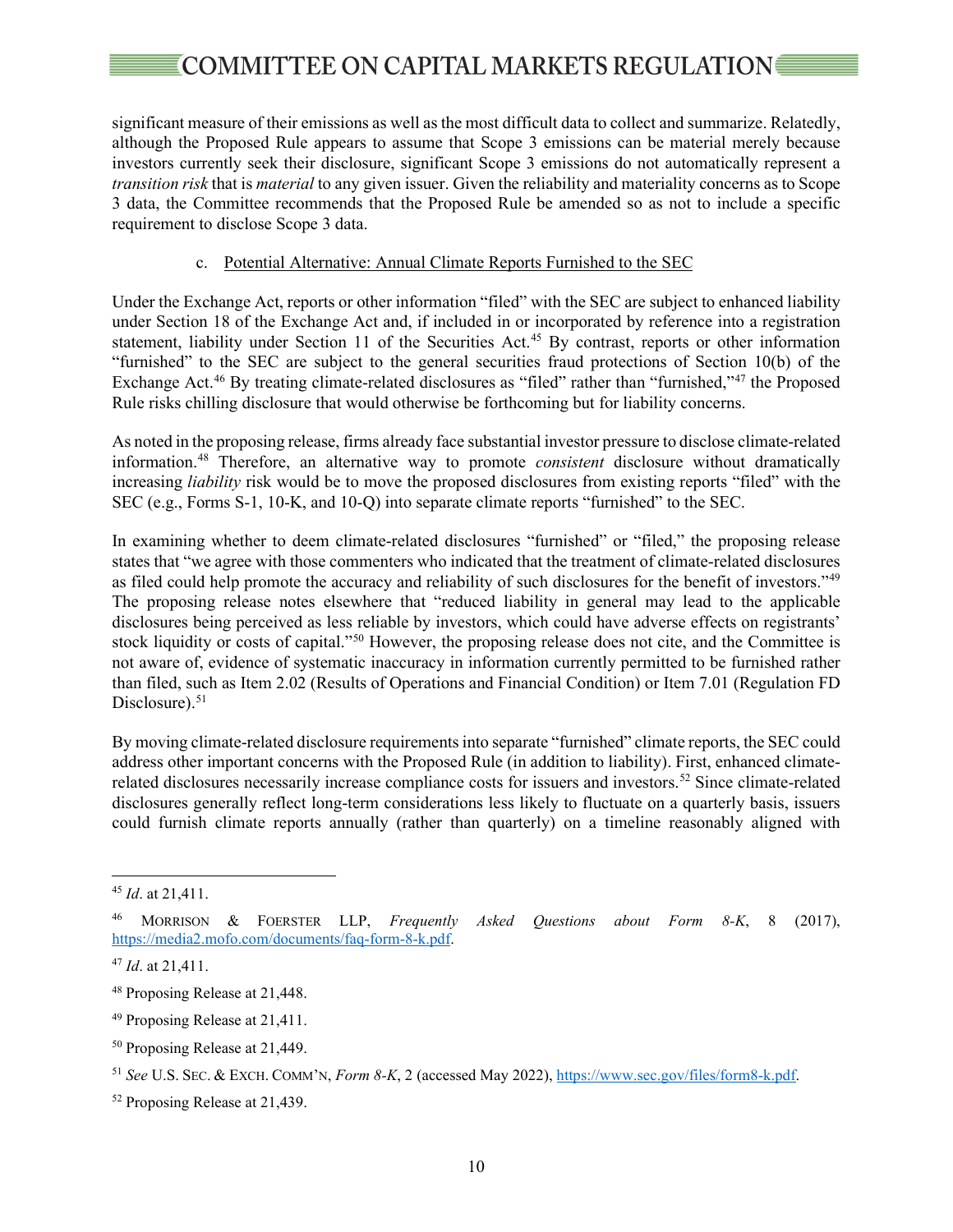significant measure of their emissions as well as the most difficult data to collect and summarize. Relatedly, although the Proposed Rule appears to assume that Scope 3 emissions can be material merely because investors currently seek their disclosure, significant Scope 3 emissions do not automatically represent a *transition risk* that is *material* to any given issuer. Given the reliability and materiality concerns as to Scope 3 data, the Committee recommends that the Proposed Rule be amended so as not to include a specific requirement to disclose Scope 3 data.

c. Potential Alternative: Annual Climate Reports Furnished to the SEC

Under the Exchange Act, reports or other information "filed" with the SEC are subject to enhanced liability under Section 18 of the Exchange Act and, if included in or incorporated by reference into a registration statement, liability under Section 11 of the Securities Act.[45] By contrast, reports or other information "furnished" to the SEC are subject to the general securities fraud protections of Section 10(b) of the Exchange Act.[46] By treating climate-related disclosures as "filed" rather than "furnished,"[47] the Proposed Rule risks chilling disclosure that would otherwise be forthcoming but for liability concerns.

As noted in the proposing release, firms already face substantial investor pressure to disclose climate-related information.[48] Therefore, an alternative way to promote *consistent* disclosure without dramatically increasing *liability* risk would be to move the proposed disclosures from existing reports "filed" with the SEC (e.g., Forms S-1, 10-K, and 10-Q) into separate climate reports "furnished" to the SEC.

In examining whether to deem climate-related disclosures "furnished" or "filed," the proposing release states that "we agree with those commenters who indicated that the treatment of climate-related disclosures as filed could help promote the accuracy and reliability of such disclosures for the benefit of investors."[49] The proposing release notes elsewhere that "reduced liability in general may lead to the applicable disclosures being perceived as less reliable by investors, which could have adverse effects on registrants' stock liquidity or costs of capital."[50] However, the proposing release does not cite, and the Committee is not aware of, evidence of systematic inaccuracy in information currently permitted to be furnished rather than filed, such as Item 2.02 (Results of Operations and Financial Condition) or Item 7.01 (Regulation FD Disclosure).[51]

By moving climate-related disclosure requirements into separate "furnished" climate reports, the SEC could address other important concerns with the Proposed Rule (in addition to liability). First, enhanced climate-related disclosures necessarily increase compliance costs for issuers and investors.[52] Since climate-related disclosures generally reflect long-term considerations less likely to fluctuate on a quarterly basis, issuers could furnish climate reports annually (rather than quarterly) on a timeline reasonably aligned with

---

[45] *Id*. at 21,411.

[46] MORRISON & FOERSTER LLP, *Frequently Asked Questions about Form 8-K*, 8 (2017), https://media2.mofo.com/documents/faq-form-8-k.pdf.

[47] *Id*. at 21,411.

[48] Proposing Release at 21,448.

[49] Proposing Release at 21,411.

[50] Proposing Release at 21,449.

[51] *See* U.S. SEC. & EXCH. COMM'N, *Form 8-K*, 2 (accessed May 2022), https://www.sec.gov/files/form8-k.pdf.

[52] Proposing Release at 21,439.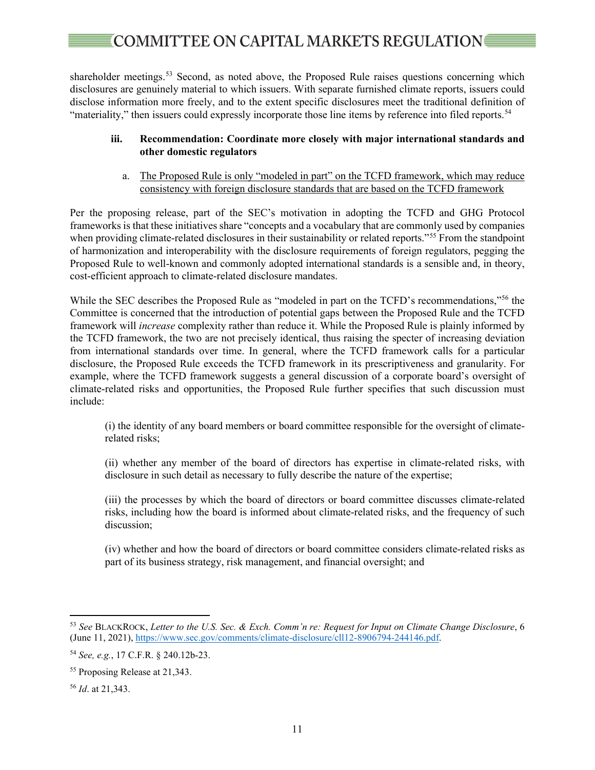shareholder meetings.[53] Second, as noted above, the Proposed Rule raises questions concerning which disclosures are genuinely material to which issuers. With separate furnished climate reports, issuers could disclose information more freely, and to the extent specific disclosures meet the traditional definition of "materiality," then issuers could expressly incorporate those line items by reference into filed reports.[54]

#### iii. Recommendation: Coordinate more closely with major international standards and other domestic regulators

a. The Proposed Rule is only "modeled in part" on the TCFD framework, which may reduce consistency with foreign disclosure standards that are based on the TCFD framework

Per the proposing release, part of the SEC's motivation in adopting the TCFD and GHG Protocol frameworks is that these initiatives share "concepts and a vocabulary that are commonly used by companies when providing climate-related disclosures in their sustainability or related reports."[55] From the standpoint of harmonization and interoperability with the disclosure requirements of foreign regulators, pegging the Proposed Rule to well-known and commonly adopted international standards is a sensible and, in theory, cost-efficient approach to climate-related disclosure mandates.

While the SEC describes the Proposed Rule as "modeled in part on the TCFD's recommendations,"[56] the Committee is concerned that the introduction of potential gaps between the Proposed Rule and the TCFD framework will *increase* complexity rather than reduce it. While the Proposed Rule is plainly informed by the TCFD framework, the two are not precisely identical, thus raising the specter of increasing deviation from international standards over time. In general, where the TCFD framework calls for a particular disclosure, the Proposed Rule exceeds the TCFD framework in its prescriptiveness and granularity. For example, where the TCFD framework suggests a general discussion of a corporate board's oversight of climate-related risks and opportunities, the Proposed Rule further specifies that such discussion must include:

> (i) the identity of any board members or board committee responsible for the oversight of climate-related risks;
>
> (ii) whether any member of the board of directors has expertise in climate-related risks, with disclosure in such detail as necessary to fully describe the nature of the expertise;
>
> (iii) the processes by which the board of directors or board committee discusses climate-related risks, including how the board is informed about climate-related risks, and the frequency of such discussion;
>
> (iv) whether and how the board of directors or board committee considers climate-related risks as part of its business strategy, risk management, and financial oversight; and

---

[53] *See* BlackRock, *Letter to the U.S. Sec. & Exch. Comm'n re: Request for Input on Climate Change Disclosure*, 6 (June 11, 2021), https://www.sec.gov/comments/climate-disclosure/cll12-8906794-244146.pdf.

[54] *See, e.g.*, 17 C.F.R. § 240.12b-23.

[55] Proposing Release at 21,343.

[56] *Id*. at 21,343.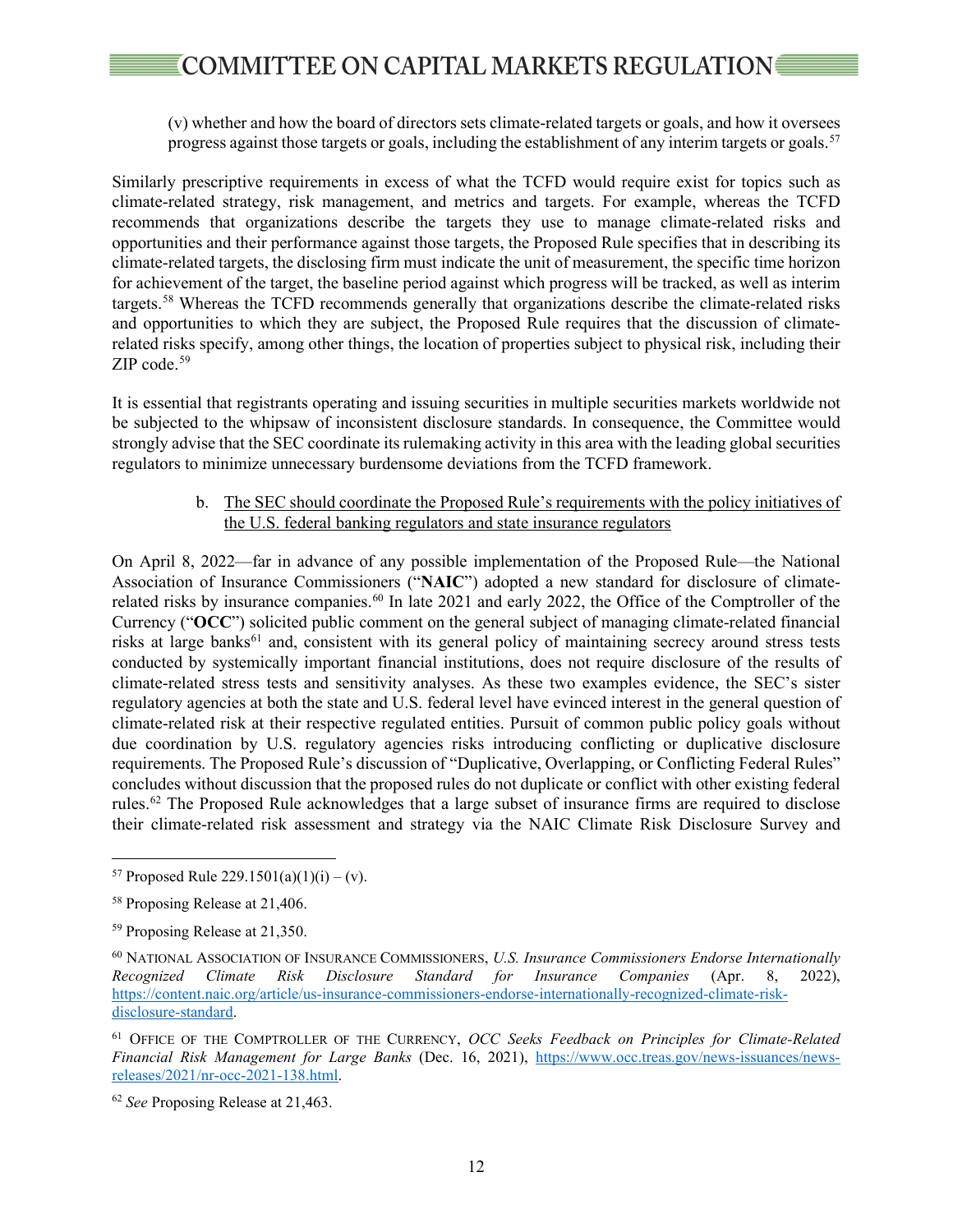(v) whether and how the board of directors sets climate-related targets or goals, and how it oversees progress against those targets or goals, including the establishment of any interim targets or goals.[57]

Similarly prescriptive requirements in excess of what the TCFD would require exist for topics such as climate-related strategy, risk management, and metrics and targets. For example, whereas the TCFD recommends that organizations describe the targets they use to manage climate-related risks and opportunities and their performance against those targets, the Proposed Rule specifies that in describing its climate-related targets, the disclosing firm must indicate the unit of measurement, the specific time horizon for achievement of the target, the baseline period against which progress will be tracked, as well as interim targets.[58] Whereas the TCFD recommends generally that organizations describe the climate-related risks and opportunities to which they are subject, the Proposed Rule requires that the discussion of climate-related risks specify, among other things, the location of properties subject to physical risk, including their ZIP code.[59]

It is essential that registrants operating and issuing securities in multiple securities markets worldwide not be subjected to the whipsaw of inconsistent disclosure standards. In consequence, the Committee would strongly advise that the SEC coordinate its rulemaking activity in this area with the leading global securities regulators to minimize unnecessary burdensome deviations from the TCFD framework.

b. <u>The SEC should coordinate the Proposed Rule's requirements with the policy initiatives of the U.S. federal banking regulators and state insurance regulators</u>

On April 8, 2022—far in advance of any possible implementation of the Proposed Rule—the National Association of Insurance Commissioners ("**NAIC**") adopted a new standard for disclosure of climate-related risks by insurance companies.[60] In late 2021 and early 2022, the Office of the Comptroller of the Currency ("**OCC**") solicited public comment on the general subject of managing climate-related financial risks at large banks[61] and, consistent with its general policy of maintaining secrecy around stress tests conducted by systemically important financial institutions, does not require disclosure of the results of climate-related stress tests and sensitivity analyses. As these two examples evidence, the SEC's sister regulatory agencies at both the state and U.S. federal level have evinced interest in the general question of climate-related risk at their respective regulated entities. Pursuit of common public policy goals without due coordination by U.S. regulatory agencies risks introducing conflicting or duplicative disclosure requirements. The Proposed Rule's discussion of "Duplicative, Overlapping, or Conflicting Federal Rules" concludes without discussion that the proposed rules do not duplicate or conflict with other existing federal rules.[62] The Proposed Rule acknowledges that a large subset of insurance firms are required to disclose their climate-related risk assessment and strategy via the NAIC Climate Risk Disclosure Survey and

---

[57] Proposed Rule 229.1501(a)(1)(i) – (v).

[58] Proposing Release at 21,406.

[59] Proposing Release at 21,350.

[60] National Association of Insurance Commissioners, *U.S. Insurance Commissioners Endorse Internationally Recognized Climate Risk Disclosure Standard for Insurance Companies* (Apr. 8, 2022), https://content.naic.org/article/us-insurance-commissioners-endorse-internationally-recognized-climate-risk-disclosure-standard.

[61] Office of the Comptroller of the Currency, *OCC Seeks Feedback on Principles for Climate-Related Financial Risk Management for Large Banks* (Dec. 16, 2021), https://www.occ.treas.gov/news-issuances/news-releases/2021/nr-occ-2021-138.html.

[62] *See* Proposing Release at 21,463.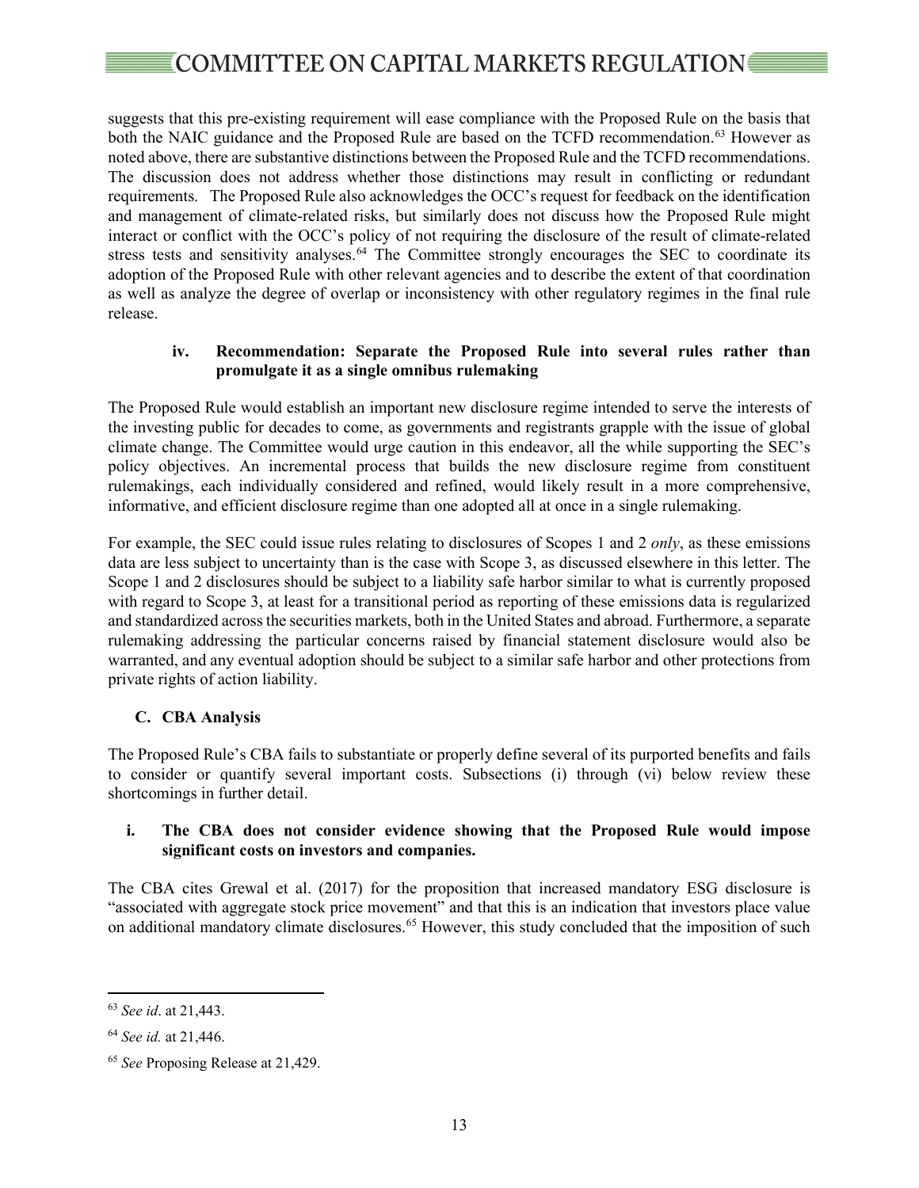suggests that this pre-existing requirement will ease compliance with the Proposed Rule on the basis that both the NAIC guidance and the Proposed Rule are based on the TCFD recommendation.[63] However as noted above, there are substantive distinctions between the Proposed Rule and the TCFD recommendations. The discussion does not address whether those distinctions may result in conflicting or redundant requirements. The Proposed Rule also acknowledges the OCC's request for feedback on the identification and management of climate-related risks, but similarly does not discuss how the Proposed Rule might interact or conflict with the OCC's policy of not requiring the disclosure of the result of climate-related stress tests and sensitivity analyses.[64] The Committee strongly encourages the SEC to coordinate its adoption of the Proposed Rule with other relevant agencies and to describe the extent of that coordination as well as analyze the degree of overlap or inconsistency with other regulatory regimes in the final rule release.

#### iv. Recommendation: Separate the Proposed Rule into several rules rather than promulgate it as a single omnibus rulemaking

The Proposed Rule would establish an important new disclosure regime intended to serve the interests of the investing public for decades to come, as governments and registrants grapple with the issue of global climate change. The Committee would urge caution in this endeavor, all the while supporting the SEC's policy objectives. An incremental process that builds the new disclosure regime from constituent rulemakings, each individually considered and refined, would likely result in a more comprehensive, informative, and efficient disclosure regime than one adopted all at once in a single rulemaking.

For example, the SEC could issue rules relating to disclosures of Scopes 1 and 2 *only*, as these emissions data are less subject to uncertainty than is the case with Scope 3, as discussed elsewhere in this letter. The Scope 1 and 2 disclosures should be subject to a liability safe harbor similar to what is currently proposed with regard to Scope 3, at least for a transitional period as reporting of these emissions data is regularized and standardized across the securities markets, both in the United States and abroad. Furthermore, a separate rulemaking addressing the particular concerns raised by financial statement disclosure would also be warranted, and any eventual adoption should be subject to a similar safe harbor and other protections from private rights of action liability.

### C. CBA Analysis

The Proposed Rule's CBA fails to substantiate or properly define several of its purported benefits and fails to consider or quantify several important costs. Subsections (i) through (vi) below review these shortcomings in further detail.

#### i. The CBA does not consider evidence showing that the Proposed Rule would impose significant costs on investors and companies.

The CBA cites Grewal et al. (2017) for the proposition that increased mandatory ESG disclosure is "associated with aggregate stock price movement" and that this is an indication that investors place value on additional mandatory climate disclosures.[65] However, this study concluded that the imposition of such

---

[63] *See id*. at 21,443.

[64] *See id.* at 21,446.

[65] *See* Proposing Release at 21,429.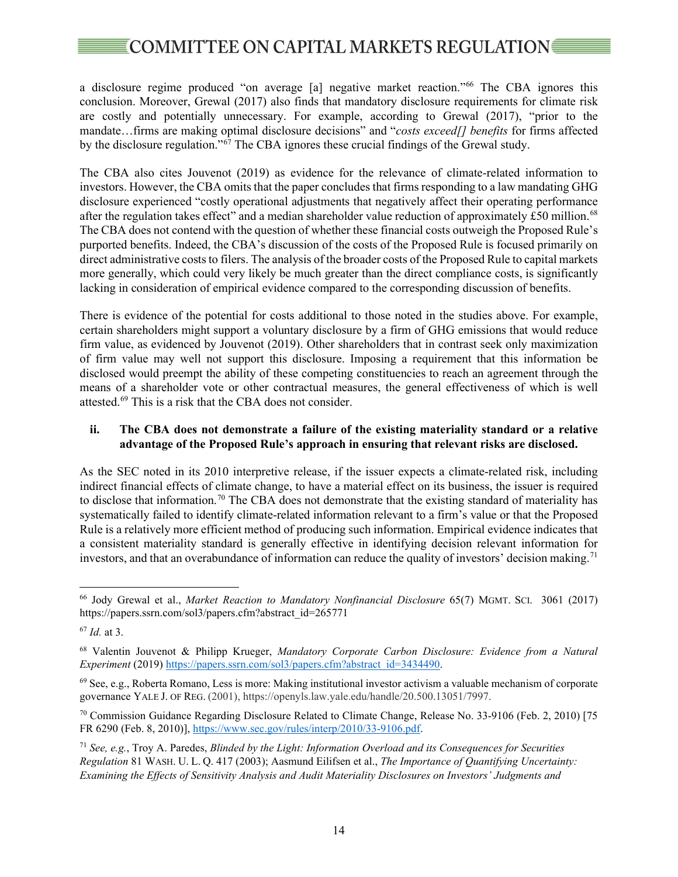a disclosure regime produced "on average [a] negative market reaction."[66] The CBA ignores this conclusion. Moreover, Grewal (2017) also finds that mandatory disclosure requirements for climate risk are costly and potentially unnecessary. For example, according to Grewal (2017), "prior to the mandate…firms are making optimal disclosure decisions" and "*costs exceed[] benefits* for firms affected by the disclosure regulation."[67] The CBA ignores these crucial findings of the Grewal study.

The CBA also cites Jouvenot (2019) as evidence for the relevance of climate-related information to investors. However, the CBA omits that the paper concludes that firms responding to a law mandating GHG disclosure experienced "costly operational adjustments that negatively affect their operating performance after the regulation takes effect" and a median shareholder value reduction of approximately £50 million.[68] The CBA does not contend with the question of whether these financial costs outweigh the Proposed Rule's purported benefits. Indeed, the CBA's discussion of the costs of the Proposed Rule is focused primarily on direct administrative costs to filers. The analysis of the broader costs of the Proposed Rule to capital markets more generally, which could very likely be much greater than the direct compliance costs, is significantly lacking in consideration of empirical evidence compared to the corresponding discussion of benefits.

There is evidence of the potential for costs additional to those noted in the studies above. For example, certain shareholders might support a voluntary disclosure by a firm of GHG emissions that would reduce firm value, as evidenced by Jouvenot (2019). Other shareholders that in contrast seek only maximization of firm value may well not support this disclosure. Imposing a requirement that this information be disclosed would preempt the ability of these competing constituencies to reach an agreement through the means of a shareholder vote or other contractual measures, the general effectiveness of which is well attested.[69] This is a risk that the CBA does not consider.

**ii. The CBA does not demonstrate a failure of the existing materiality standard or a relative advantage of the Proposed Rule's approach in ensuring that relevant risks are disclosed.**

As the SEC noted in its 2010 interpretive release, if the issuer expects a climate-related risk, including indirect financial effects of climate change, to have a material effect on its business, the issuer is required to disclose that information.[70] The CBA does not demonstrate that the existing standard of materiality has systematically failed to identify climate-related information relevant to a firm's value or that the Proposed Rule is a relatively more efficient method of producing such information. Empirical evidence indicates that a consistent materiality standard is generally effective in identifying decision relevant information for investors, and that an overabundance of information can reduce the quality of investors' decision making.[71]

---

[66] Jody Grewal et al., *Market Reaction to Mandatory Nonfinancial Disclosure* 65(7) MGMT. SCI. 3061 (2017) https://papers.ssrn.com/sol3/papers.cfm?abstract_id=265771

[67] *Id.* at 3.

[68] Valentin Jouvenot & Philipp Krueger, *Mandatory Corporate Carbon Disclosure: Evidence from a Natural Experiment* (2019) https://papers.ssrn.com/sol3/papers.cfm?abstract_id=3434490.

[69] See, e.g., Roberta Romano, Less is more: Making institutional investor activism a valuable mechanism of corporate governance YALE J. OF REG. (2001), https://openyls.law.yale.edu/handle/20.500.13051/7997.

[70] Commission Guidance Regarding Disclosure Related to Climate Change, Release No. 33-9106 (Feb. 2, 2010) [75 FR 6290 (Feb. 8, 2010)], https://www.sec.gov/rules/interp/2010/33-9106.pdf.

[71] *See, e.g.*, Troy A. Paredes, *Blinded by the Light: Information Overload and its Consequences for Securities Regulation* 81 WASH. U. L. Q. 417 (2003); Aasmund Eilifsen et al., *The Importance of Quantifying Uncertainty: Examining the Effects of Sensitivity Analysis and Audit Materiality Disclosures on Investors' Judgments and*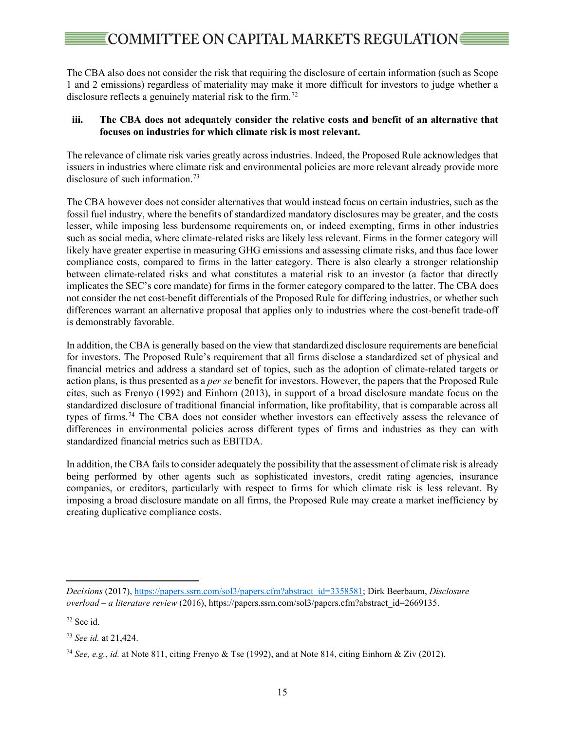The CBA also does not consider the risk that requiring the disclosure of certain information (such as Scope 1 and 2 emissions) regardless of materiality may make it more difficult for investors to judge whether a disclosure reflects a genuinely material risk to the firm.[72]

#### iii. The CBA does not adequately consider the relative costs and benefit of an alternative that focuses on industries for which climate risk is most relevant.

The relevance of climate risk varies greatly across industries. Indeed, the Proposed Rule acknowledges that issuers in industries where climate risk and environmental policies are more relevant already provide more disclosure of such information.[73]

The CBA however does not consider alternatives that would instead focus on certain industries, such as the fossil fuel industry, where the benefits of standardized mandatory disclosures may be greater, and the costs lesser, while imposing less burdensome requirements on, or indeed exempting, firms in other industries such as social media, where climate-related risks are likely less relevant. Firms in the former category will likely have greater expertise in measuring GHG emissions and assessing climate risks, and thus face lower compliance costs, compared to firms in the latter category. There is also clearly a stronger relationship between climate-related risks and what constitutes a material risk to an investor (a factor that directly implicates the SEC's core mandate) for firms in the former category compared to the latter. The CBA does not consider the net cost-benefit differentials of the Proposed Rule for differing industries, or whether such differences warrant an alternative proposal that applies only to industries where the cost-benefit trade-off is demonstrably favorable.

In addition, the CBA is generally based on the view that standardized disclosure requirements are beneficial for investors. The Proposed Rule's requirement that all firms disclose a standardized set of physical and financial metrics and address a standard set of topics, such as the adoption of climate-related targets or action plans, is thus presented as a *per se* benefit for investors. However, the papers that the Proposed Rule cites, such as Frenyo (1992) and Einhorn (2013), in support of a broad disclosure mandate focus on the standardized disclosure of traditional financial information, like profitability, that is comparable across all types of firms.[74] The CBA does not consider whether investors can effectively assess the relevance of differences in environmental policies across different types of firms and industries as they can with standardized financial metrics such as EBITDA.

In addition, the CBA fails to consider adequately the possibility that the assessment of climate risk is already being performed by other agents such as sophisticated investors, credit rating agencies, insurance companies, or creditors, particularly with respect to firms for which climate risk is less relevant. By imposing a broad disclosure mandate on all firms, the Proposed Rule may create a market inefficiency by creating duplicative compliance costs.

---

*Decisions* (2017), https://papers.ssrn.com/sol3/papers.cfm?abstract_id=3358581; Dirk Beerbaum, *Disclosure overload – a literature review* (2016), https://papers.ssrn.com/sol3/papers.cfm?abstract_id=2669135.

[72] See id.

[73] *See id.* at 21,424.

[74] *See, e.g.*, *id.* at Note 811, citing Frenyo & Tse (1992), and at Note 814, citing Einhorn & Ziv (2012).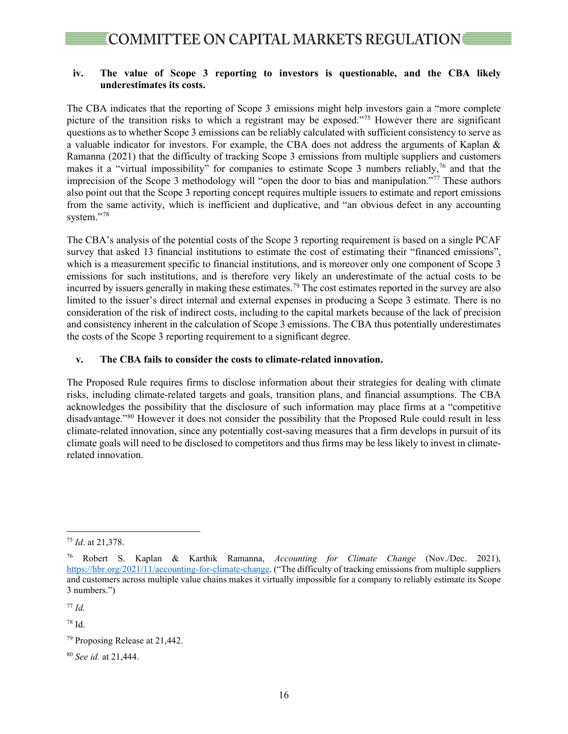### iv. The value of Scope 3 reporting to investors is questionable, and the CBA likely underestimates its costs.

The CBA indicates that the reporting of Scope 3 emissions might help investors gain a "more complete picture of the transition risks to which a registrant may be exposed."[75] However there are significant questions as to whether Scope 3 emissions can be reliably calculated with sufficient consistency to serve as a valuable indicator for investors. For example, the CBA does not address the arguments of Kaplan & Ramanna (2021) that the difficulty of tracking Scope 3 emissions from multiple suppliers and customers makes it a "virtual impossibility" for companies to estimate Scope 3 numbers reliably,[76] and that the imprecision of the Scope 3 methodology will "open the door to bias and manipulation."[77] These authors also point out that the Scope 3 reporting concept requires multiple issuers to estimate and report emissions from the same activity, which is inefficient and duplicative, and "an obvious defect in any accounting system."[78]

The CBA's analysis of the potential costs of the Scope 3 reporting requirement is based on a single PCAF survey that asked 13 financial institutions to estimate the cost of estimating their "financed emissions", which is a measurement specific to financial institutions, and is moreover only one component of Scope 3 emissions for such institutions, and is therefore very likely an underestimate of the actual costs to be incurred by issuers generally in making these estimates.[79] The cost estimates reported in the survey are also limited to the issuer's direct internal and external expenses in producing a Scope 3 estimate. There is no consideration of the risk of indirect costs, including to the capital markets because of the lack of precision and consistency inherent in the calculation of Scope 3 emissions. The CBA thus potentially underestimates the costs of the Scope 3 reporting requirement to a significant degree.

### v. The CBA fails to consider the costs to climate-related innovation.

The Proposed Rule requires firms to disclose information about their strategies for dealing with climate risks, including climate-related targets and goals, transition plans, and financial assumptions. The CBA acknowledges the possibility that the disclosure of such information may place firms at a "competitive disadvantage."[80] However it does not consider the possibility that the Proposed Rule could result in less climate-related innovation, since any potentially cost-saving measures that a firm develops in pursuit of its climate goals will need to be disclosed to competitors and thus firms may be less likely to invest in climate-related innovation.

---

[75] *Id*. at 21,378.

[76] Robert S. Kaplan & Karthik Ramanna, *Accounting for Climate Change* (Nov./Dec. 2021), https://hbr.org/2021/11/accounting-for-climate-change. ("The difficulty of tracking emissions from multiple suppliers and customers across multiple value chains makes it virtually impossible for a company to reliably estimate its Scope 3 numbers.")

[77] *Id.*

[78] Id.

[79] Proposing Release at 21,442.

[80] *See id.* at 21,444.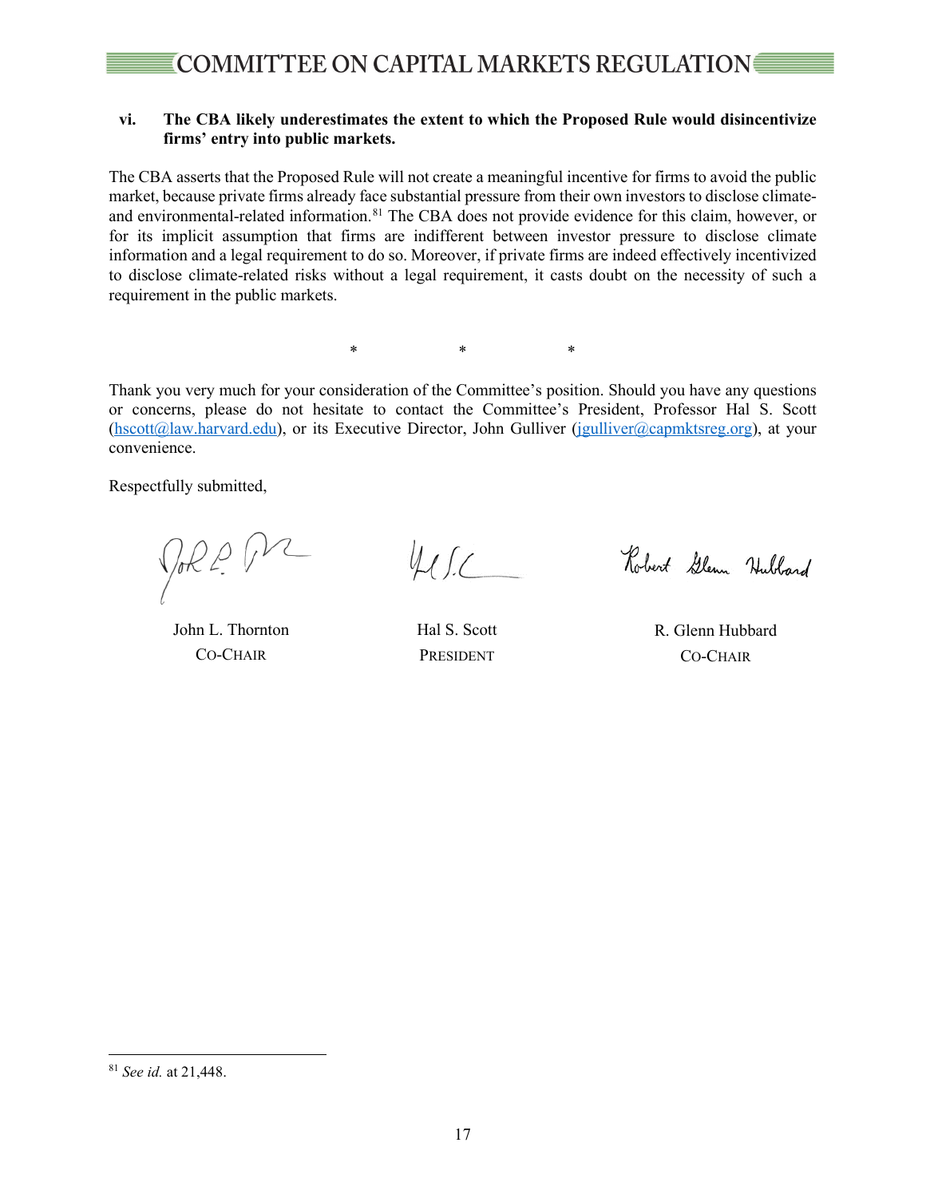### vi. The CBA likely underestimates the extent to which the Proposed Rule would disincentivize firms' entry into public markets.

The CBA asserts that the Proposed Rule will not create a meaningful incentive for firms to avoid the public market, because private firms already face substantial pressure from their own investors to disclose climate- and environmental-related information.[81] The CBA does not provide evidence for this claim, however, or for its implicit assumption that firms are indifferent between investor pressure to disclose climate information and a legal requirement to do so. Moreover, if private firms are indeed effectively incentivized to disclose climate-related risks without a legal requirement, it casts doubt on the necessity of such a requirement in the public markets.

\* \* \*

Thank you very much for your consideration of the Committee's position. Should you have any questions or concerns, please do not hesitate to contact the Committee's President, Professor Hal S. Scott (hscott@law.harvard.edu), or its Executive Director, John Gulliver (jgulliver@capmktsreg.org), at your convenience.

Respectfully submitted,

| | | |
|---|---|---|
| John L. Thornton | Hal S. Scott | R. Glenn Hubbard |
| CO-CHAIR | PRESIDENT | CO-CHAIR |

[81] *See id.* at 21,448.